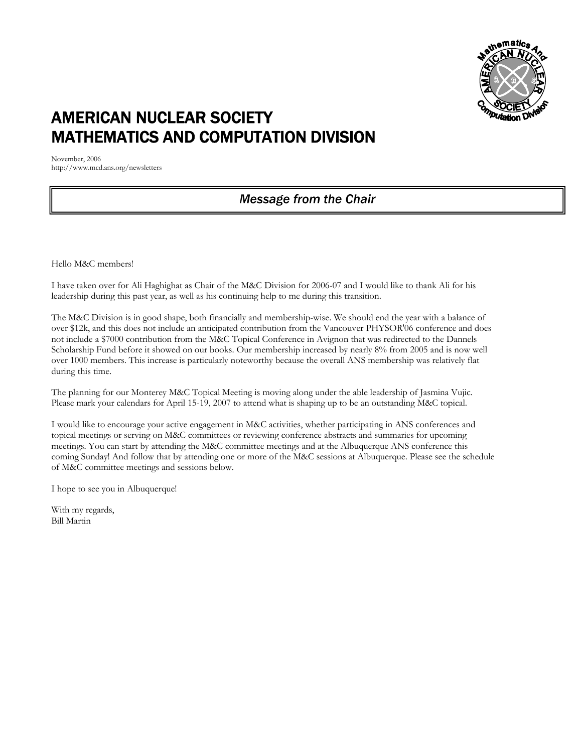# AMERICAN NUCLEAR SOCIETY
# MATHEMATICS AND COMPUTATION DIVISION

November, 2006
http://www.mcd.ans.org/newsletters

## *Message from the Chair*

Hello M&C members!

I have taken over for Ali Haghighat as Chair of the M&C Division for 2006-07 and I would like to thank Ali for his leadership during this past year, as well as his continuing help to me during this transition.

The M&C Division is in good shape, both financially and membership-wise. We should end the year with a balance of over $12k, and this does not include an anticipated contribution from the Vancouver PHYSOR'06 conference and does not include a $7000 contribution from the M&C Topical Conference in Avignon that was redirected to the Dannels Scholarship Fund before it showed on our books. Our membership increased by nearly 8% from 2005 and is now well over 1000 members. This increase is particularly noteworthy because the overall ANS membership was relatively flat during this time.

The planning for our Monterey M&C Topical Meeting is moving along under the able leadership of Jasmina Vujic. Please mark your calendars for April 15-19, 2007 to attend what is shaping up to be an outstanding M&C topical.

I would like to encourage your active engagement in M&C activities, whether participating in ANS conferences and topical meetings or serving on M&C committees or reviewing conference abstracts and summaries for upcoming meetings. You can start by attending the M&C committee meetings and at the Albuquerque ANS conference this coming Sunday! And follow that by attending one or more of the M&C sessions at Albuquerque. Please see the schedule of M&C committee meetings and sessions below.

I hope to see you in Albuquerque!

With my regards,
Bill Martin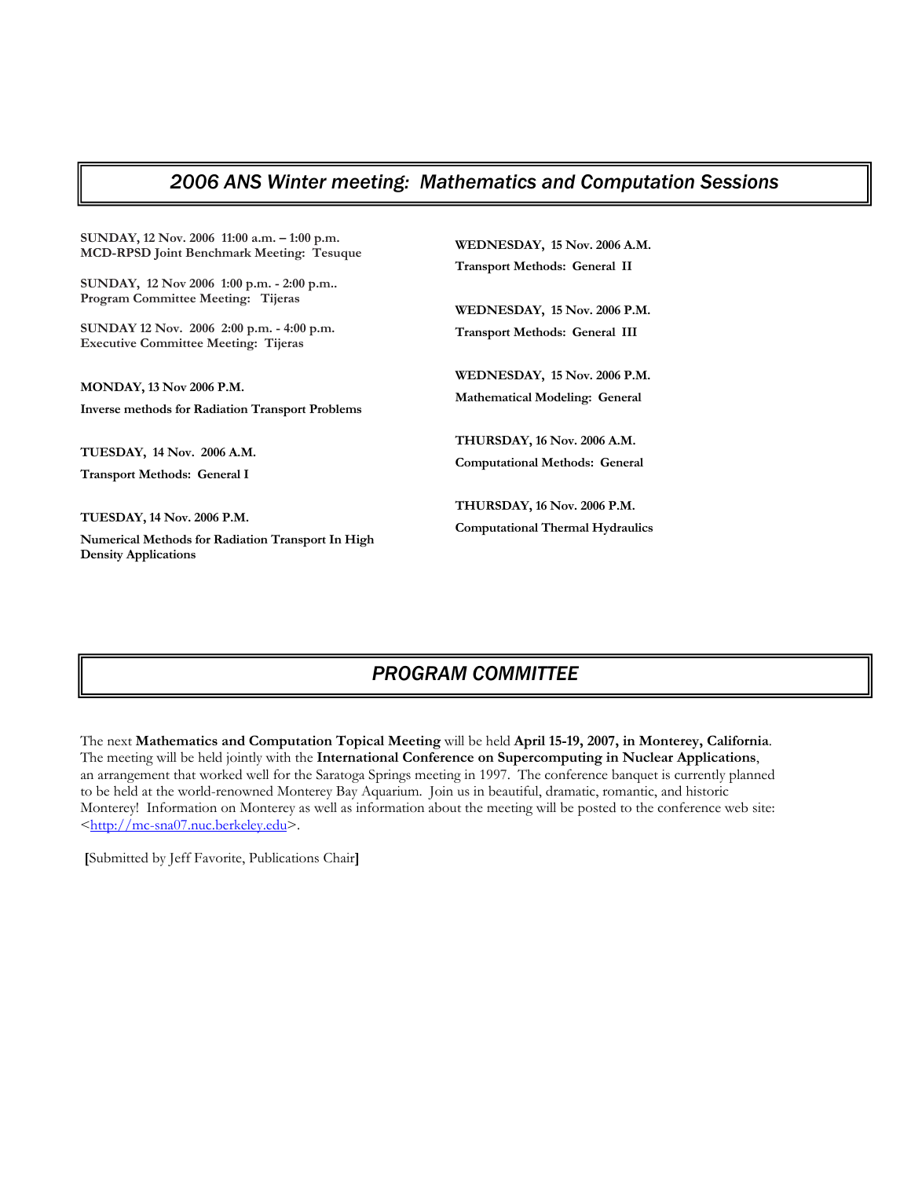## *2006 ANS Winter meeting: Mathematics and Computation Sessions*

**SUNDAY, 12 Nov. 2006 11:00 a.m. – 1:00 p.m.**
**MCD-RPSD Joint Benchmark Meeting: Tesuque**

**SUNDAY, 12 Nov 2006 1:00 p.m. - 2:00 p.m..**
**Program Committee Meeting: Tijeras**

**SUNDAY 12 Nov. 2006 2:00 p.m. - 4:00 p.m.**
**Executive Committee Meeting: Tijeras**

**MONDAY, 13 Nov 2006 P.M.**

**Inverse methods for Radiation Transport Problems**

**TUESDAY, 14 Nov. 2006 A.M.**

**Transport Methods: General I**

**TUESDAY, 14 Nov. 2006 P.M.**

**Numerical Methods for Radiation Transport In High Density Applications**

**WEDNESDAY, 15 Nov. 2006 A.M.**

**Transport Methods: General II**

**WEDNESDAY, 15 Nov. 2006 P.M.**

**Transport Methods: General III**

**WEDNESDAY, 15 Nov. 2006 P.M.**

**Mathematical Modeling: General**

**THURSDAY, 16 Nov. 2006 A.M.**

**Computational Methods: General**

**THURSDAY, 16 Nov. 2006 P.M.**

**Computational Thermal Hydraulics**

## *PROGRAM COMMITTEE*

The next **Mathematics and Computation Topical Meeting** will be held **April 15-19, 2007, in Monterey, California**. The meeting will be held jointly with the **International Conference on Supercomputing in Nuclear Applications**, an arrangement that worked well for the Saratoga Springs meeting in 1997. The conference banquet is currently planned to be held at the world-renowned Monterey Bay Aquarium. Join us in beautiful, dramatic, romantic, and historic Monterey! Information on Monterey as well as information about the meeting will be posted to the conference web site: <http://mc-sna07.nuc.berkeley.edu>.

**[**Submitted by Jeff Favorite, Publications Chair**]**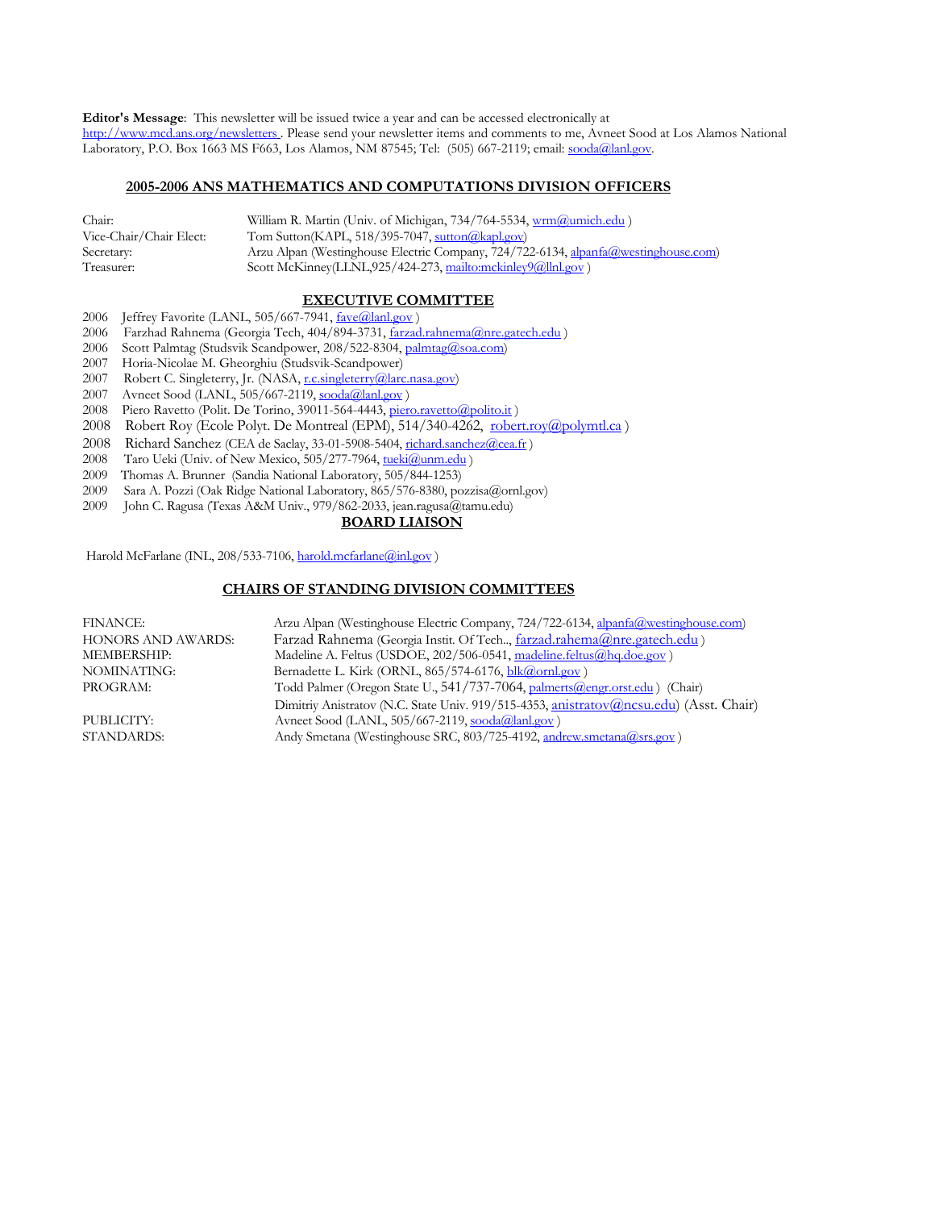**Editor's Message**: This newsletter will be issued twice a year and can be accessed electronically at http://www.mcd.ans.org/newsletters . Please send your newsletter items and comments to me, Avneet Sood at Los Alamos National Laboratory, P.O. Box 1663 MS F663, Los Alamos, NM 87545; Tel: (505) 667-2119; email: sooda@lanl.gov.

## 2005-2006 ANS MATHEMATICS AND COMPUTATIONS DIVISION OFFICERS

| | |
|---|---|
| Chair: | William R. Martin (Univ. of Michigan, 734/764-5534, wrm@umich.edu ) |
| Vice-Chair/Chair Elect: | Tom Sutton(KAPL, 518/395-7047, sutton@kapl.gov) |
| Secretary: | Arzu Alpan (Westinghouse Electric Company, 724/722-6134, alpanfa@westinghouse.com) |
| Treasurer: | Scott McKinney(LLNL,925/424-273, mailto:mckinley9@llnl.gov ) |

## EXECUTIVE COMMITTEE

2006 Jeffrey Favorite (LANL, 505/667-7941, fave@lanl.gov )
2006 Farzhad Rahnema (Georgia Tech, 404/894-3731, farzad.rahnema@nre.gatech.edu )
2006 Scott Palmtag (Studsvik Scandpower, 208/522-8304, palmtag@soa.com)
2007 Horia-Nicolae M. Gheorghiu (Studsvik-Scandpower)
2007 Robert C. Singleterry, Jr. (NASA, r.c.singleterry@larc.nasa.gov)
2007 Avneet Sood (LANL, 505/667-2119, sooda@lanl.gov )
2008 Piero Ravetto (Polit. De Torino, 39011-564-4443, piero.ravetto@polito.it )
2008 Robert Roy (Ecole Polyt. De Montreal (EPM), 514/340-4262, robert.roy@polymtl.ca )
2008 Richard Sanchez (CEA de Saclay, 33-01-5908-5404, richard.sanchez@cea.fr )
2008 Taro Ueki (Univ. of New Mexico, 505/277-7964, tueki@unm.edu )
2009 Thomas A. Brunner (Sandia National Laboratory, 505/844-1253)
2009 Sara A. Pozzi (Oak Ridge National Laboratory, 865/576-8380, pozzisa@ornl.gov)
2009 John C. Ragusa (Texas A&M Univ., 979/862-2033, jean.ragusa@tamu.edu)

## BOARD LIAISON

Harold McFarlane (INL, 208/533-7106, harold.mcfarlane@inl.gov )

## CHAIRS OF STANDING DIVISION COMMITTEES

| | |
|---|---|
| FINANCE: | Arzu Alpan (Westinghouse Electric Company, 724/722-6134, alpanfa@westinghouse.com) |
| HONORS AND AWARDS: | Farzad Rahnema (Georgia Instit. Of Tech.., farzad.rahema@nre.gatech.edu ) |
| MEMBERSHIP: | Madeline A. Feltus (USDOE, 202/506-0541, madeline.feltus@hq.doe.gov ) |
| NOMINATING: | Bernadette L. Kirk (ORNL, 865/574-6176, blk@ornl.gov ) |
| PROGRAM: | Todd Palmer (Oregon State U., 541/737-7064, palmerts@engr.orst.edu ) (Chair) |
| | Dimitriy Anistratov (N.C. State Univ. 919/515-4353, anistratov@ncsu.edu) (Asst. Chair) |
| PUBLICITY: | Avneet Sood (LANL, 505/667-2119, sooda@lanl.gov ) |
| STANDARDS: | Andy Smetana (Westinghouse SRC, 803/725-4192, andrew.smetana@srs.gov ) |